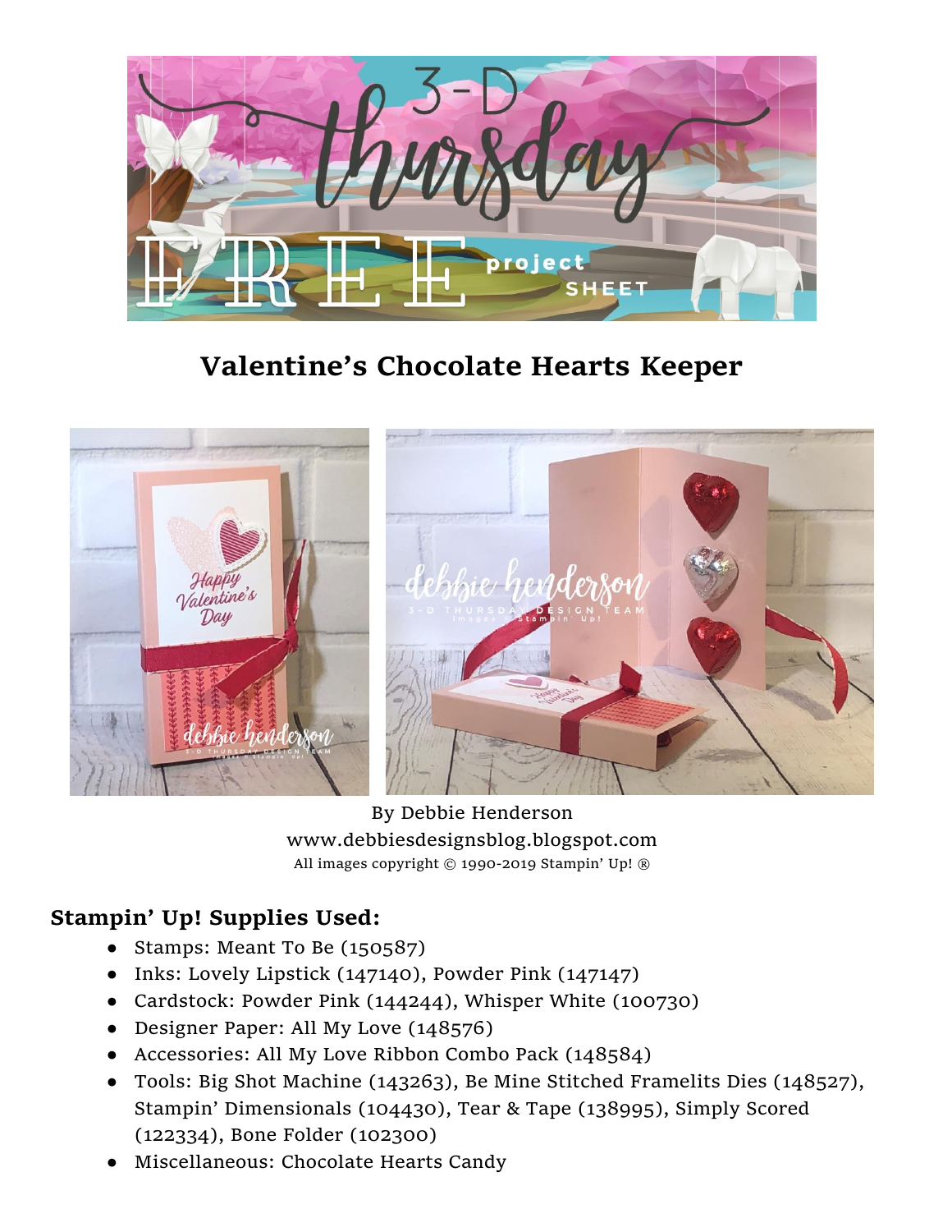# Valentine's Chocolate Hearts Keeper

By Debbie Henderson
www.debbiesdesignsblog.blogspot.com
All images copyright © 1990-2019 Stampin' Up! ®

## Stampin' Up! Supplies Used:

- Stamps: Meant To Be (150587)
- Inks: Lovely Lipstick (147140), Powder Pink (147147)
- Cardstock: Powder Pink (144244), Whisper White (100730)
- Designer Paper: All My Love (148576)
- Accessories: All My Love Ribbon Combo Pack (148584)
- Tools: Big Shot Machine (143263), Be Mine Stitched Framelits Dies (148527), Stampin' Dimensionals (104430), Tear & Tape (138995), Simply Scored (122334), Bone Folder (102300)
- Miscellaneous: Chocolate Hearts Candy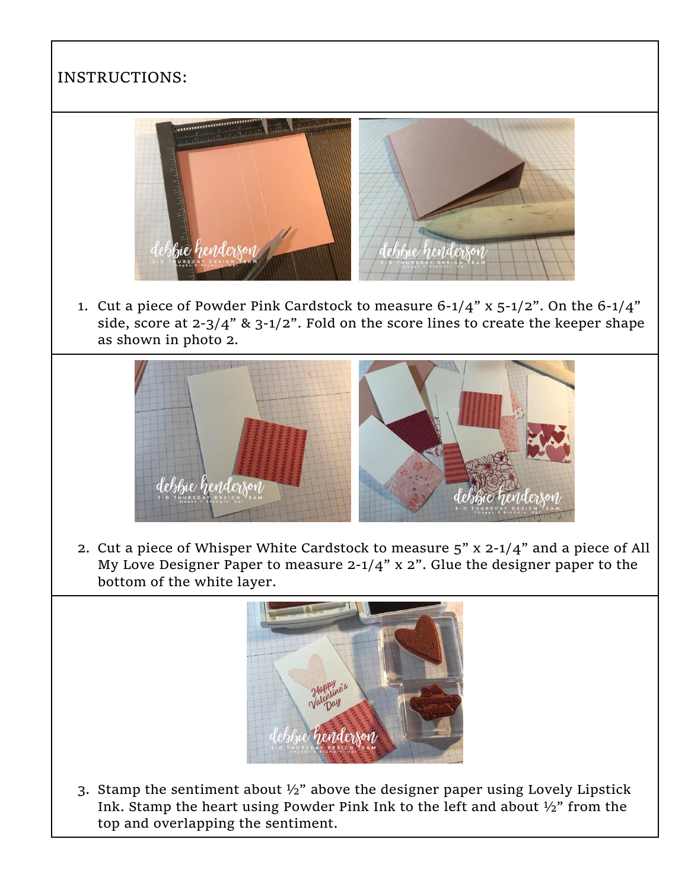INSTRUCTIONS:

1. Cut a piece of Powder Pink Cardstock to measure 6-1/4" x 5-1/2". On the 6-1/4" side, score at 2-3/4" & 3-1/2". Fold on the score lines to create the keeper shape as shown in photo 2.

2. Cut a piece of Whisper White Cardstock to measure 5" x 2-1/4" and a piece of All My Love Designer Paper to measure 2-1/4" x 2". Glue the designer paper to the bottom of the white layer.

3. Stamp the sentiment about ½" above the designer paper using Lovely Lipstick Ink. Stamp the heart using Powder Pink Ink to the left and about ½" from the top and overlapping the sentiment.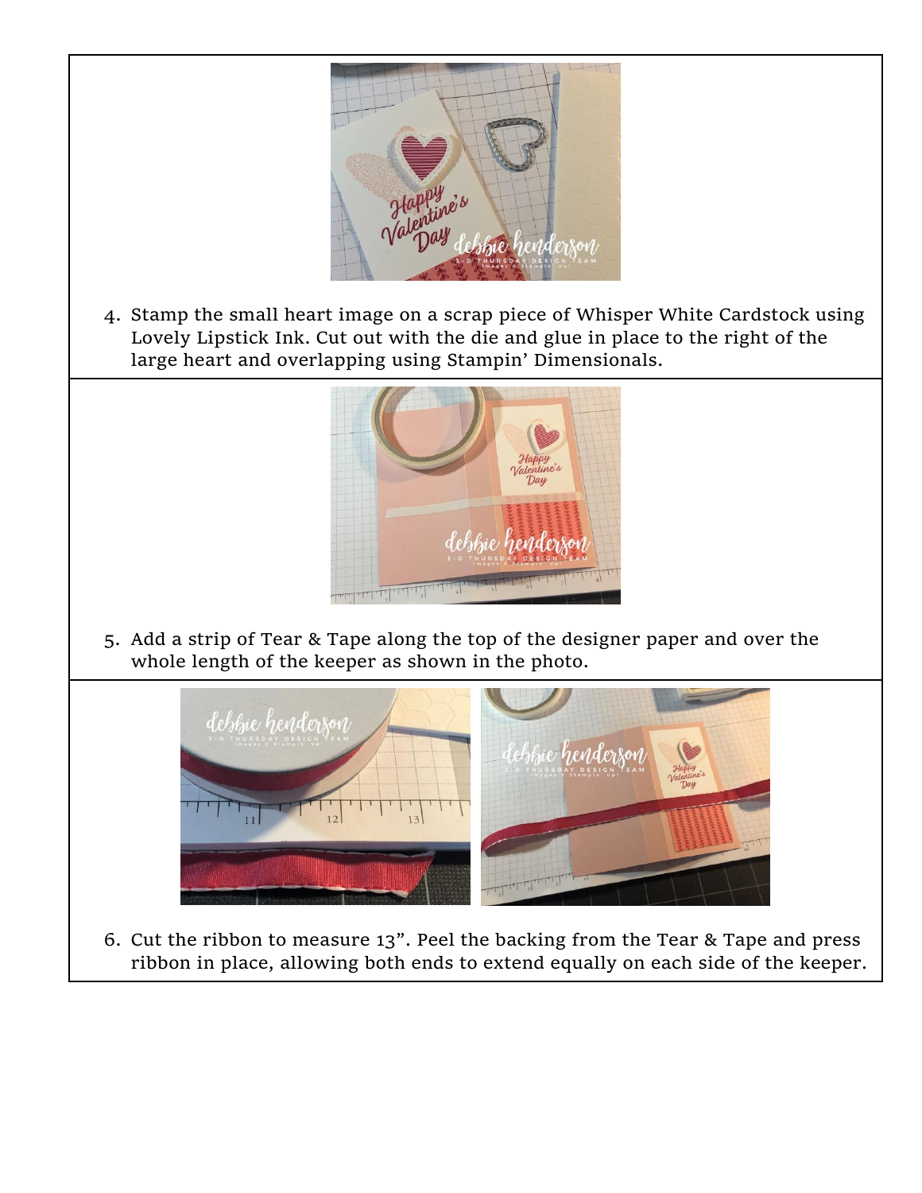4. Stamp the small heart image on a scrap piece of Whisper White Cardstock using Lovely Lipstick Ink. Cut out with the die and glue in place to the right of the large heart and overlapping using Stampin' Dimensionals.

5. Add a strip of Tear & Tape along the top of the designer paper and over the whole length of the keeper as shown in the photo.

6. Cut the ribbon to measure 13". Peel the backing from the Tear & Tape and press ribbon in place, allowing both ends to extend equally on each side of the keeper.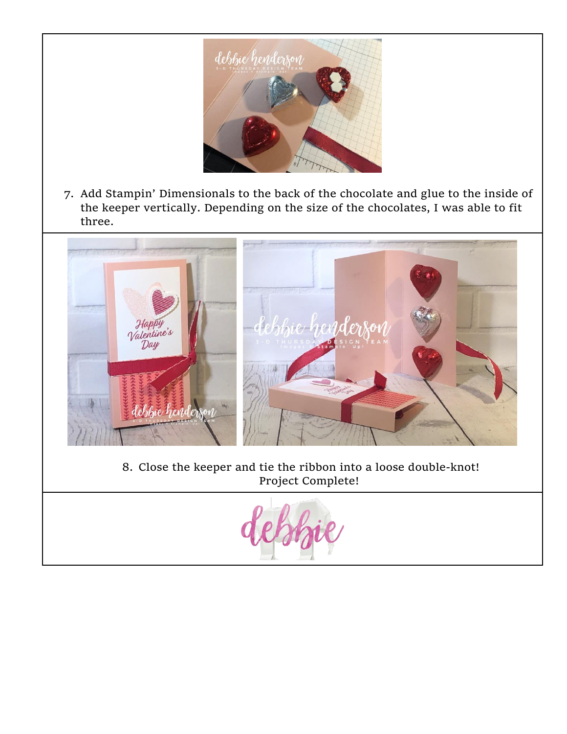7. Add Stampin' Dimensionals to the back of the chocolate and glue to the inside of the keeper vertically. Depending on the size of the chocolates, I was able to fit three.

8. Close the keeper and tie the ribbon into a loose double-knot!
Project Complete!